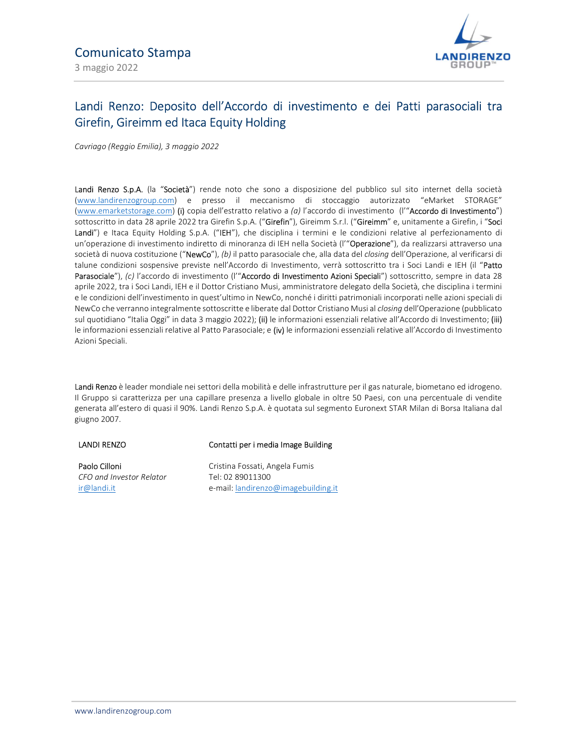# Comunicato Stampa

3 maggio 2022

## Landi Renzo: Deposito dell'Accordo di investimento e dei Patti parasociali tra Girefin, Gireimm ed Itaca Equity Holding

*Cavriago (Reggio Emilia), 3 maggio 2022*

Landi Renzo S.p.A. (la "Società") rende noto che sono a disposizione del pubblico sul sito internet della società (www.landirenzogroup.com) e presso il meccanismo di stoccaggio autorizzato "eMarket STORAGE" (www.emarketstorage.com) (i) copia dell'estratto relativo a *(a)* l'accordo di investimento (l'"Accordo di Investimento") sottoscritto in data 28 aprile 2022 tra Girefin S.p.A. ("Girefin"), Gireimm S.r.l. ("Gireimm" e, unitamente a Girefin, i "Soci Landi") e Itaca Equity Holding S.p.A. ("IEH"), che disciplina i termini e le condizioni relative al perfezionamento di un'operazione di investimento indiretto di minoranza di IEH nella Società (l'"Operazione"), da realizzarsi attraverso una società di nuova costituzione ("NewCo"), *(b)* il patto parasociale che, alla data del *closing* dell'Operazione, al verificarsi di talune condizioni sospensive previste nell'Accordo di Investimento, verrà sottoscritto tra i Soci Landi e IEH (il "Patto Parasociale"), *(c)* l'accordo di investimento (l'"Accordo di Investimento Azioni Speciali") sottoscritto, sempre in data 28 aprile 2022, tra i Soci Landi, IEH e il Dottor Cristiano Musi, amministratore delegato della Società, che disciplina i termini e le condizioni dell'investimento in quest'ultimo in NewCo, nonché i diritti patrimoniali incorporati nelle azioni speciali di NewCo che verranno integralmente sottoscritte e liberate dal Dottor Cristiano Musi al *closing* dell'Operazione (pubblicato sul quotidiano "Italia Oggi" in data 3 maggio 2022); (ii) le informazioni essenziali relative all'Accordo di Investimento; (iii) le informazioni essenziali relative al Patto Parasociale; e (iv) le informazioni essenziali relative all'Accordo di Investimento Azioni Speciali.

Landi Renzo è leader mondiale nei settori della mobilità e delle infrastrutture per il gas naturale, biometano ed idrogeno. Il Gruppo si caratterizza per una capillare presenza a livello globale in oltre 50 Paesi, con una percentuale di vendite generata all'estero di quasi il 90%. Landi Renzo S.p.A. è quotata sul segmento Euronext STAR Milan di Borsa Italiana dal giugno 2007.

| LANDI RENZO | Contatti per i media Image Building |
|---|---|
| Paolo Cilloni | Cristina Fossati, Angela Fumis |
| *CFO and Investor Relator* | Tel: 02 89011300 |
| ir@landi.it | e-mail: landirenzo@imagebuilding.it |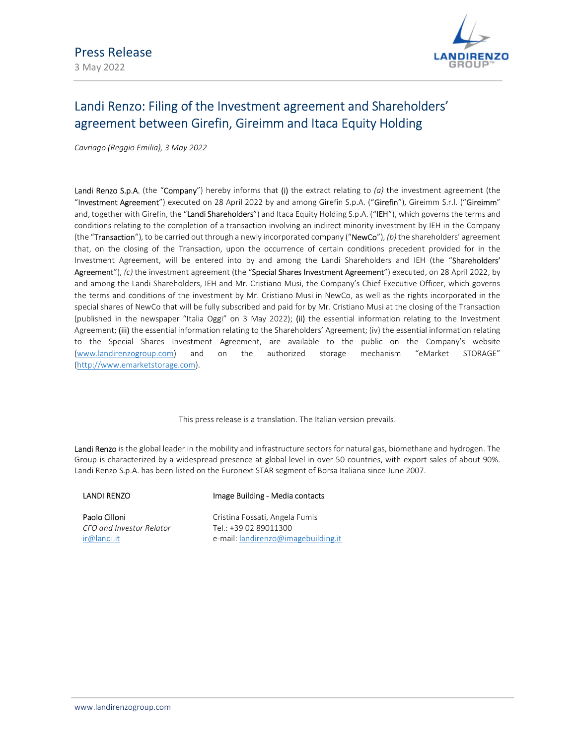# Press Release

3 May 2022

## Landi Renzo: Filing of the Investment agreement and Shareholders' agreement between Girefin, Gireimm and Itaca Equity Holding

*Cavriago (Reggio Emilia), 3 May 2022*

Landi Renzo S.p.A. (the "Company") hereby informs that (i) the extract relating to *(a)* the investment agreement (the "Investment Agreement") executed on 28 April 2022 by and among Girefin S.p.A. ("Girefin"), Gireimm S.r.l. ("Gireimm" and, together with Girefin, the "Landi Shareholders") and Itaca Equity Holding S.p.A. ("IEH"), which governs the terms and conditions relating to the completion of a transaction involving an indirect minority investment by IEH in the Company (the "Transaction"), to be carried out through a newly incorporated company ("NewCo"), *(b)* the shareholders' agreement that, on the closing of the Transaction, upon the occurrence of certain conditions precedent provided for in the Investment Agreement, will be entered into by and among the Landi Shareholders and IEH (the "Shareholders' Agreement"), *(c)* the investment agreement (the "Special Shares Investment Agreement") executed, on 28 April 2022, by and among the Landi Shareholders, IEH and Mr. Cristiano Musi, the Company's Chief Executive Officer, which governs the terms and conditions of the investment by Mr. Cristiano Musi in NewCo, as well as the rights incorporated in the special shares of NewCo that will be fully subscribed and paid for by Mr. Cristiano Musi at the closing of the Transaction (published in the newspaper "Italia Oggi" on 3 May 2022); (ii) the essential information relating to the Investment Agreement; (iii) the essential information relating to the Shareholders' Agreement; (iv) the essential information relating to the Special Shares Investment Agreement, are available to the public on the Company's website (www.landirenzogroup.com) and on the authorized storage mechanism "eMarket STORAGE" (http://www.emarketstorage.com).

This press release is a translation. The Italian version prevails.

Landi Renzo is the global leader in the mobility and infrastructure sectors for natural gas, biomethane and hydrogen. The Group is characterized by a widespread presence at global level in over 50 countries, with export sales of about 90%. Landi Renzo S.p.A. has been listed on the Euronext STAR segment of Borsa Italiana since June 2007.

LANDI RENZO

Paolo Cilloni
*CFO and Investor Relator*
ir@landi.it

Image Building - Media contacts

Cristina Fossati, Angela Fumis
Tel.: +39 02 89011300
e-mail: landirenzo@imagebuilding.it